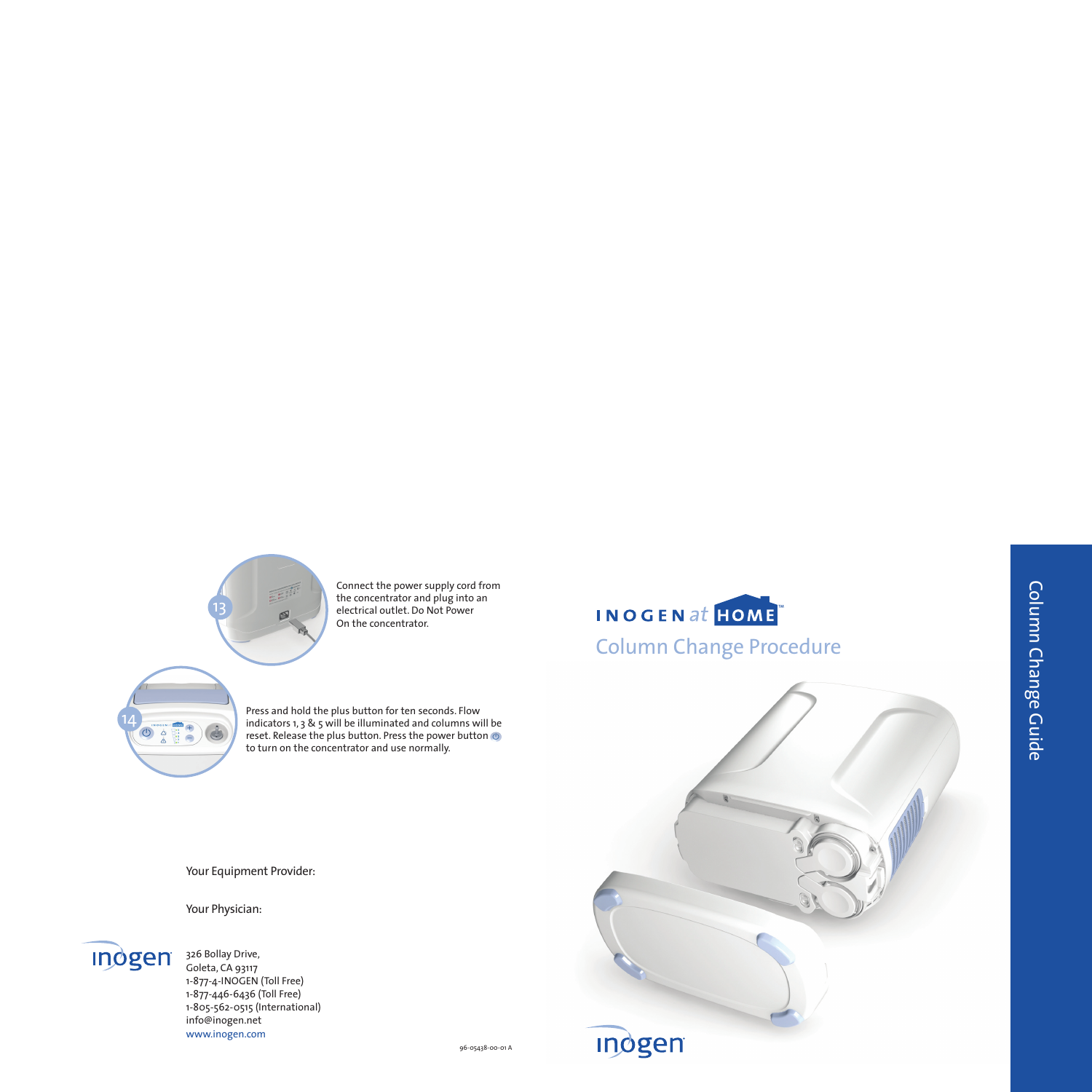13

Connect the power supply cord from the concentrator and plug into an electrical outlet. Do Not Power On the concentrator.

14

Press and hold the plus button for ten seconds. Flow indicators 1, 3 & 5 will be illuminated and columns will be reset. Release the plus button. Press the power button to turn on the concentrator and use normally.

Your Equipment Provider:

Your Physician:

inogen

326 Bollay Drive,
Goleta, CA 93117
1-877-4-INOGEN (Toll Free)
1-877-446-6436 (Toll Free)
1-805-562-0515 (International)
info@inogen.net
www.inogen.com

96-05438-00-01 A

# INOGEN at HOME™

## Column Change Procedure

inogen

Column Change Guide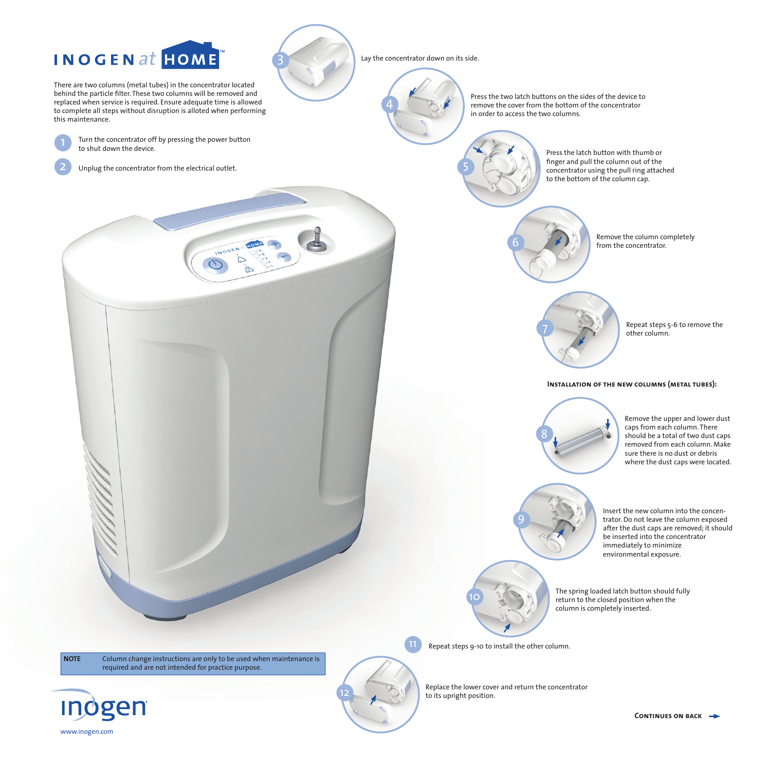# INOGEN *at* HOME™

There are two columns (metal tubes) in the concentrator located behind the particle filter. These two columns will be removed and replaced when service is required. Ensure adequate time is allowed to complete all steps without disruption is alloted when performing this maintenance.

1. Turn the concentrator off by pressing the power button to shut down the device.
2. Unplug the concentrator from the electrical outlet.
3. Lay the concentrator down on its side.
4. Press the two latch buttons on the sides of the device to remove the cover from the bottom of the concentrator in order to access the two columns.
5. Press the latch button with thumb or finger and pull the column out of the concentrator using the pull ring attached to the bottom of the column cap.
6. Remove the column completely from the concentrator.
7. Repeat steps 5-6 to remove the other column.

### Installation of the new columns (metal tubes):

8. Remove the upper and lower dust caps from each column. There should be a total of two dust caps removed from each column. Make sure there is no dust or debris where the dust caps were located.
9. Insert the new column into the concentrator. Do not leave the column exposed after the dust caps are removed; it should be inserted into the concentrator immediately to minimize environmental exposure.
10. The spring loaded latch button should fully return to the closed position when the column is completely inserted.
11. Repeat steps 9-10 to install the other column.
12. Replace the lower cover and return the concentrator to its upright position.

**NOTE** Column change instructions are only to be used when maintenance is required and are not intended for practice purpose.

inogen

www.inogen.com

**Continues on back** →